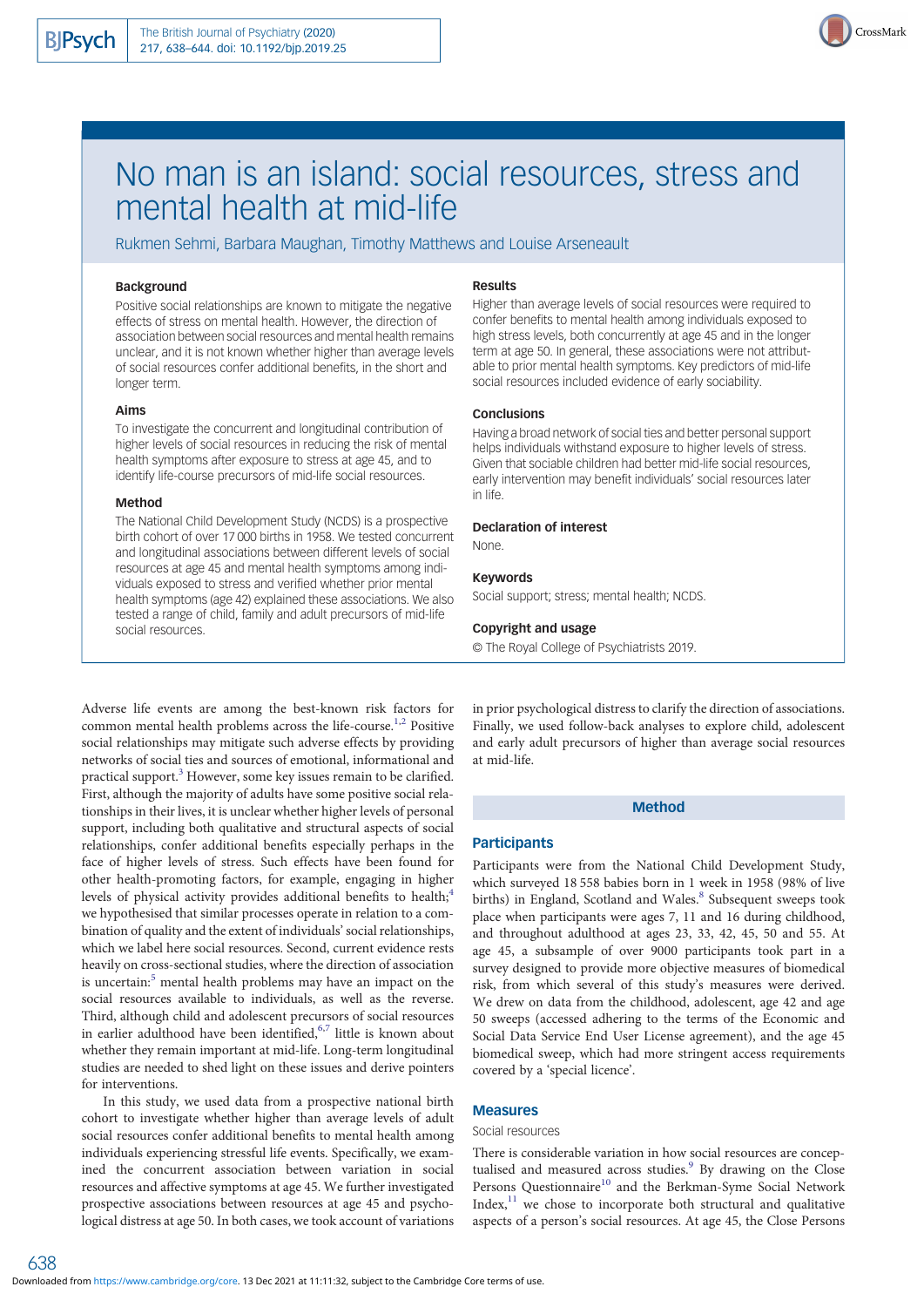# No man is an island: social resources, stress and mental health at mid-life

Rukmen Sehmi, Barbara Maughan, Timothy Matthews and Louise Arseneault

### Background

Positive social relationships are known to mitigate the negative effects of stress on mental health. However, the direction of association between social resources and mental health remains unclear, and it is not known whether higher than average levels of social resources confer additional benefits, in the short and longer term.

### Aims

To investigate the concurrent and longitudinal contribution of higher levels of social resources in reducing the risk of mental health symptoms after exposure to stress at age 45, and to identify life-course precursors of mid-life social resources.

### Method

The National Child Development Study (NCDS) is a prospective birth cohort of over 17 000 births in 1958. We tested concurrent and longitudinal associations between different levels of social resources at age 45 and mental health symptoms among individuals exposed to stress and verified whether prior mental health symptoms (age 42) explained these associations. We also tested a range of child, family and adult precursors of mid-life social resources.

### Results

Higher than average levels of social resources were required to confer benefits to mental health among individuals exposed to high stress levels, both concurrently at age 45 and in the longer term at age 50. In general, these associations were not attributable to prior mental health symptoms. Key predictors of mid-life social resources included evidence of early sociability.

### Conclusions

Having a broad network of social ties and better personal support helps individuals withstand exposure to higher levels of stress. Given that sociable children had better mid-life social resources, early intervention may benefit individuals' social resources later in life.

### Declaration of interest

None.

### Keywords

Social support; stress; mental health; NCDS.

### Copyright and usage

© The Royal College of Psychiatrists 2019.

Adverse life events are among the best-known risk factors for common mental health problems across the life-course.[1,2] Positive social relationships may mitigate such adverse effects by providing networks of social ties and sources of emotional, informational and practical support.[3] However, some key issues remain to be clarified. First, although the majority of adults have some positive social relationships in their lives, it is unclear whether higher levels of personal support, including both qualitative and structural aspects of social relationships, confer additional benefits especially perhaps in the face of higher levels of stress. Such effects have been found for other health-promoting factors, for example, engaging in higher levels of physical activity provides additional benefits to health;[4] we hypothesised that similar processes operate in relation to a combination of quality and the extent of individuals' social relationships, which we label here social resources. Second, current evidence rests heavily on cross-sectional studies, where the direction of association is uncertain:[5] mental health problems may have an impact on the social resources available to individuals, as well as the reverse. Third, although child and adolescent precursors of social resources in earlier adulthood have been identified,[6,7] little is known about whether they remain important at mid-life. Long-term longitudinal studies are needed to shed light on these issues and derive pointers for interventions.

In this study, we used data from a prospective national birth cohort to investigate whether higher than average levels of adult social resources confer additional benefits to mental health among individuals experiencing stressful life events. Specifically, we examined the concurrent association between variation in social resources and affective symptoms at age 45. We further investigated prospective associations between resources at age 45 and psychological distress at age 50. In both cases, we took account of variations in prior psychological distress to clarify the direction of associations. Finally, we used follow-back analyses to explore child, adolescent and early adult precursors of higher than average social resources at mid-life.

## Method

### Participants

Participants were from the National Child Development Study, which surveyed 18 558 babies born in 1 week in 1958 (98% of live births) in England, Scotland and Wales.[8] Subsequent sweeps took place when participants were ages 7, 11 and 16 during childhood, and throughout adulthood at ages 23, 33, 42, 45, 50 and 55. At age 45, a subsample of over 9000 participants took part in a survey designed to provide more objective measures of biomedical risk, from which several of this study's measures were derived. We drew on data from the childhood, adolescent, age 42 and age 50 sweeps (accessed adhering to the terms of the Economic and Social Data Service End User License agreement), and the age 45 biomedical sweep, which had more stringent access requirements covered by a 'special licence'.

### Measures

Social resources

There is considerable variation in how social resources are conceptualised and measured across studies.[9] By drawing on the Close Persons Questionnaire[10] and the Berkman-Syme Social Network Index,[11] we chose to incorporate both structural and qualitative aspects of a person's social resources. At age 45, the Close Persons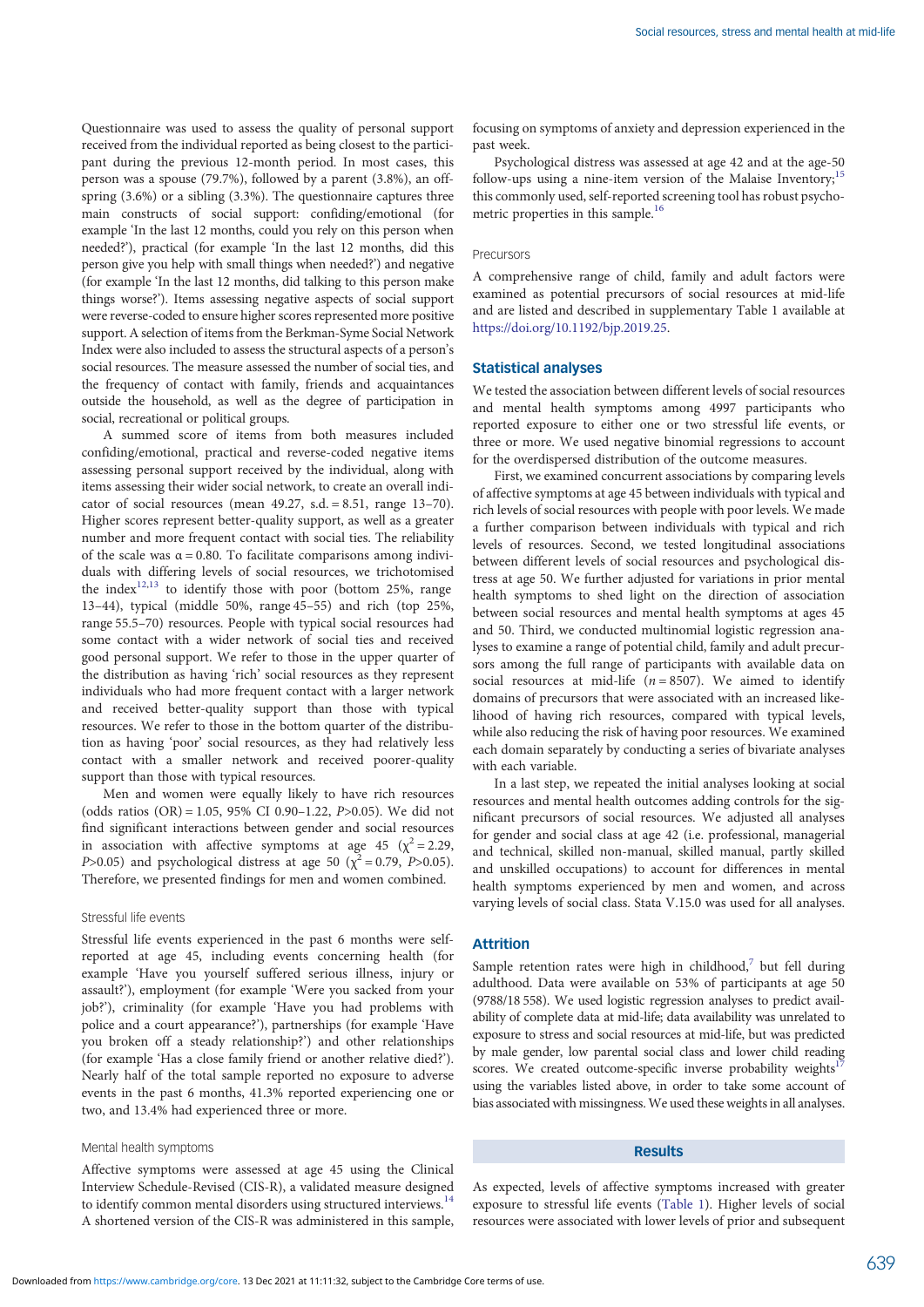Questionnaire was used to assess the quality of personal support received from the individual reported as being closest to the participant during the previous 12-month period. In most cases, this person was a spouse (79.7%), followed by a parent (3.8%), an offspring (3.6%) or a sibling (3.3%). The questionnaire captures three main constructs of social support: confiding/emotional (for example 'In the last 12 months, could you rely on this person when needed?'), practical (for example 'In the last 12 months, did this person give you help with small things when needed?') and negative (for example 'In the last 12 months, did talking to this person make things worse?'). Items assessing negative aspects of social support were reverse-coded to ensure higher scores represented more positive support. A selection of items from the Berkman-Syme Social Network Index were also included to assess the structural aspects of a person's social resources. The measure assessed the number of social ties, and the frequency of contact with family, friends and acquaintances outside the household, as well as the degree of participation in social, recreational or political groups.

A summed score of items from both measures included confiding/emotional, practical and reverse-coded negative items assessing personal support received by the individual, along with items assessing their wider social network, to create an overall indicator of social resources (mean 49.27, s.d. = 8.51, range 13–70). Higher scores represent better-quality support, as well as a greater number and more frequent contact with social ties. The reliability of the scale was $\alpha = 0.80$. To facilitate comparisons among individuals with differing levels of social resources, we trichotomised the index[12,13] to identify those with poor (bottom 25%, range 13–44), typical (middle 50%, range 45–55) and rich (top 25%, range 55.5–70) resources. People with typical social resources had some contact with a wider network of social ties and received good personal support. We refer to those in the upper quarter of the distribution as having 'rich' social resources as they represent individuals who had more frequent contact with a larger network and received better-quality support than those with typical resources. We refer to those in the bottom quarter of the distribution as having 'poor' social resources, as they had relatively less contact with a smaller network and received poorer-quality support than those with typical resources.

Men and women were equally likely to have rich resources (odds ratios (OR) = 1.05, 95% CI 0.90–1.22, $P>0.05$). We did not find significant interactions between gender and social resources in association with affective symptoms at age 45 ($\chi^2 = 2.29$, $P>0.05$) and psychological distress at age 50 ($\chi^2 = 0.79$, $P>0.05$). Therefore, we presented findings for men and women combined.

### Stressful life events

Stressful life events experienced in the past 6 months were self-reported at age 45, including events concerning health (for example 'Have you yourself suffered serious illness, injury or assault?'), employment (for example 'Were you sacked from your job?'), criminality (for example 'Have you had problems with police and a court appearance?'), partnerships (for example 'Have you broken off a steady relationship?') and other relationships (for example 'Has a close family friend or another relative died?'). Nearly half of the total sample reported no exposure to adverse events in the past 6 months, 41.3% reported experiencing one or two, and 13.4% had experienced three or more.

### Mental health symptoms

Affective symptoms were assessed at age 45 using the Clinical Interview Schedule-Revised (CIS-R), a validated measure designed to identify common mental disorders using structured interviews.[14] A shortened version of the CIS-R was administered in this sample, focusing on symptoms of anxiety and depression experienced in the past week.

Psychological distress was assessed at age 42 and at the age-50 follow-ups using a nine-item version of the Malaise Inventory;[15] this commonly used, self-reported screening tool has robust psychometric properties in this sample.[16]

### Precursors

A comprehensive range of child, family and adult factors were examined as potential precursors of social resources at mid-life and are listed and described in supplementary Table 1 available at https://doi.org/10.1192/bjp.2019.25.

## Statistical analyses

We tested the association between different levels of social resources and mental health symptoms among 4997 participants who reported exposure to either one or two stressful life events, or three or more. We used negative binomial regressions to account for the overdispersed distribution of the outcome measures.

First, we examined concurrent associations by comparing levels of affective symptoms at age 45 between individuals with typical and rich levels of social resources with people with poor levels. We made a further comparison between individuals with typical and rich levels of resources. Second, we tested longitudinal associations between different levels of social resources and psychological distress at age 50. We further adjusted for variations in prior mental health symptoms to shed light on the direction of association between social resources and mental health symptoms at ages 45 and 50. Third, we conducted multinomial logistic regression analyses to examine a range of potential child, family and adult precursors among the full range of participants with available data on social resources at mid-life ($n = 8507$). We aimed to identify domains of precursors that were associated with an increased likelihood of having rich resources, compared with typical levels, while also reducing the risk of having poor resources. We examined each domain separately by conducting a series of bivariate analyses with each variable.

In a last step, we repeated the initial analyses looking at social resources and mental health outcomes adding controls for the significant precursors of social resources. We adjusted all analyses for gender and social class at age 42 (i.e. professional, managerial and technical, skilled non-manual, skilled manual, partly skilled and unskilled occupations) to account for differences in mental health symptoms experienced by men and women, and across varying levels of social class. Stata V.15.0 was used for all analyses.

## Attrition

Sample retention rates were high in childhood,[7] but fell during adulthood. Data were available on 53% of participants at age 50 (9788/18 558). We used logistic regression analyses to predict availability of complete data at mid-life; data availability was unrelated to exposure to stress and social resources at mid-life, but was predicted by male gender, low parental social class and lower child reading scores. We created outcome-specific inverse probability weights[17] using the variables listed above, in order to take some account of bias associated with missingness. We used these weights in all analyses.

## Results

As expected, levels of affective symptoms increased with greater exposure to stressful life events (Table 1). Higher levels of social resources were associated with lower levels of prior and subsequent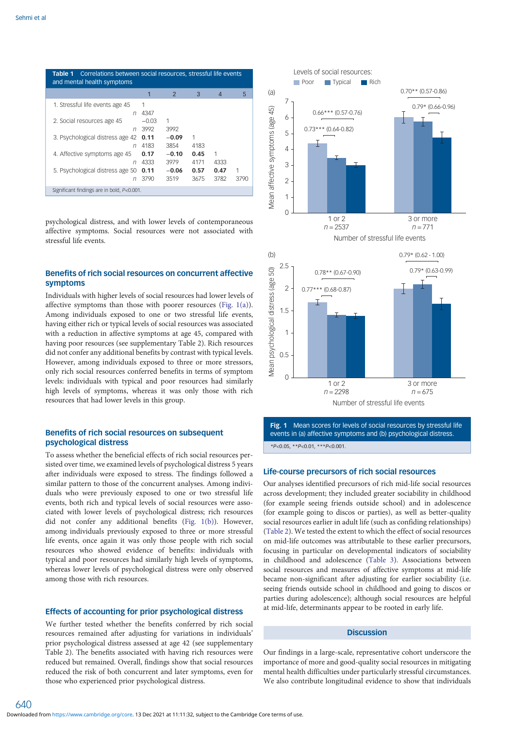**Table 1** Correlations between social resources, stressful life events and mental health symptoms

| | 1 | 2 | 3 | 4 | 5 |
|---|---|---|---|---|---|
| 1. Stressful life events age 45 | 1 | | | | |
| *n* | 4347 | | | | |
| 2. Social resources age 45 | −0.03 | 1 | | | |
| *n* | 3992 | 3992 | | | |
| 3. Psychological distress age 42 | **0.11** | **−0.09** | 1 | | |
| *n* | 4183 | 3854 | 4183 | | |
| 4. Affective symptoms age 45 | **0.17** | **−0.10** | **0.45** | 1 | |
| *n* | 4333 | 3979 | 4171 | 4333 | |
| 5. Psychological distress age 50 | **0.11** | **−0.06** | **0.57** | **0.47** | 1 |
| *n* | 3790 | 3519 | 3675 | 3782 | 3790 |

Significant findings are in bold, $P<0.001$.

psychological distress, and with lower levels of contemporaneous affective symptoms. Social resources were not associated with stressful life events.

## Benefits of rich social resources on concurrent affective symptoms

Individuals with higher levels of social resources had lower levels of affective symptoms than those with poorer resources (Fig. 1(a)). Among individuals exposed to one or two stressful life events, having either rich or typical levels of social resources was associated with a reduction in affective symptoms at age 45, compared with having poor resources (see supplementary Table 2). Rich resources did not confer any additional benefits by contrast with typical levels. However, among individuals exposed to three or more stressors, only rich social resources conferred benefits in terms of symptom levels: individuals with typical and poor resources had similarly high levels of symptoms, whereas it was only those with rich resources that had lower levels in this group.

## Benefits of rich social resources on subsequent psychological distress

To assess whether the beneficial effects of rich social resources persisted over time, we examined levels of psychological distress 5 years after individuals were exposed to stress. The findings followed a similar pattern to those of the concurrent analyses. Among individuals who were previously exposed to one or two stressful life events, both rich and typical levels of social resources were associated with lower levels of psychological distress; rich resources did not confer any additional benefits (Fig. 1(b)). However, among individuals previously exposed to three or more stressful life events, once again it was only those people with rich social resources who showed evidence of benefits: individuals with typical and poor resources had similarly high levels of symptoms, whereas lower levels of psychological distress were only observed among those with rich resources.

## Effects of accounting for prior psychological distress

We further tested whether the benefits conferred by rich social resources remained after adjusting for variations in individuals' prior psychological distress assessed at age 42 (see supplementary Table 2). The benefits associated with having rich resources were reduced but remained. Overall, findings show that social resources reduced the risk of both concurrent and later symptoms, even for those who experienced prior psychological distress.

**Fig. 1** Mean scores for levels of social resources by stressful life events in (a) affective symptoms and (b) psychological distress.

$*P<0.05$, $**P<0.01$, $***P<0.001$.

## Life-course precursors of rich social resources

Our analyses identified precursors of rich mid-life social resources across development; they included greater sociability in childhood (for example seeing friends outside school) and in adolescence (for example going to discos or parties), as well as better-quality social resources earlier in adult life (such as confiding relationships) (Table 2). We tested the extent to which the effect of social resources on mid-life outcomes was attributable to these earlier precursors, focusing in particular on developmental indicators of sociability in childhood and adolescence (Table 3). Associations between social resources and measures of affective symptoms at mid-life became non-significant after adjusting for earlier sociability (i.e. seeing friends outside school in childhood and going to discos or parties during adolescence); although social resources are helpful at mid-life, determinants appear to be rooted in early life.

## Discussion

Our findings in a large-scale, representative cohort underscore the importance of more and good-quality social resources in mitigating mental health difficulties under particularly stressful circumstances. We also contribute longitudinal evidence to show that individuals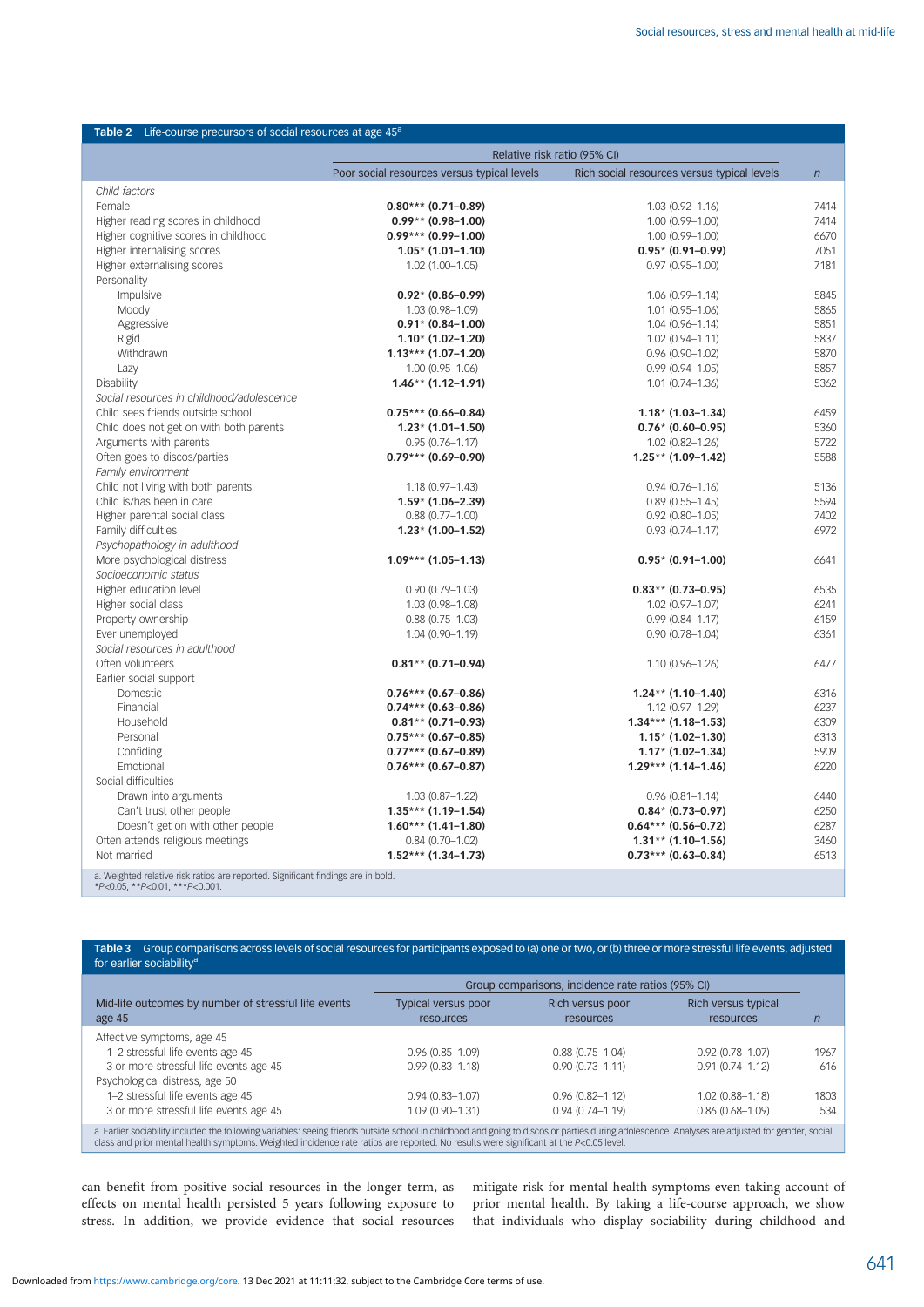**Table 2** Life-course precursors of social resources at age 45[a]

| | Relative risk ratio (95% CI) | | |
|---|---|---|---|
| | Poor social resources versus typical levels | Rich social resources versus typical levels | $n$ |
| *Child factors* | | | |
| Female | **0.80*** (0.71–0.89)** | 1.03 (0.92–1.16) | 7414 |
| Higher reading scores in childhood | **0.99** (0.98–1.00)** | 1.00 (0.99–1.00) | 7414 |
| Higher cognitive scores in childhood | **0.99*** (0.99–1.00)** | 1.00 (0.99–1.00) | 6670 |
| Higher internalising scores | **1.05* (1.01–1.10)** | **0.95* (0.91–0.99)** | 7051 |
| Higher externalising scores | 1.02 (1.00–1.05) | 0.97 (0.95–1.00) | 7181 |
| Personality | | | |
| Impulsive | **0.92* (0.86–0.99)** | 1.06 (0.99–1.14) | 5845 |
| Moody | 1.03 (0.98–1.09) | 1.01 (0.95–1.06) | 5865 |
| Aggressive | **0.91* (0.84–1.00)** | 1.04 (0.96–1.14) | 5851 |
| Rigid | **1.10* (1.02–1.20)** | 1.02 (0.94–1.11) | 5837 |
| Withdrawn | **1.13*** (1.07–1.20)** | 0.96 (0.90–1.02) | 5870 |
| Lazy | 1.00 (0.95–1.06) | 0.99 (0.94–1.05) | 5857 |
| Disability | **1.46** (1.12–1.91)** | 1.01 (0.74–1.36) | 5362 |
| *Social resources in childhood/adolescence* | | | |
| Child sees friends outside school | **0.75*** (0.66–0.84)** | **1.18* (1.03–1.34)** | 6459 |
| Child does not get on with both parents | **1.23* (1.01–1.50)** | **0.76* (0.60–0.95)** | 5360 |
| Arguments with parents | 0.95 (0.76–1.17) | 1.02 (0.82–1.26) | 5722 |
| Often goes to discos/parties | **0.79*** (0.69–0.90)** | **1.25** (1.09–1.42)** | 5588 |
| *Family environment* | | | |
| Child not living with both parents | 1.18 (0.97–1.43) | 0.94 (0.76–1.16) | 5136 |
| Child is/has been in care | **1.59* (1.06–2.39)** | 0.89 (0.55–1.45) | 5594 |
| Higher parental social class | 0.88 (0.77–1.00) | 0.92 (0.80–1.05) | 7402 |
| Family difficulties | **1.23* (1.00–1.52)** | 0.93 (0.74–1.17) | 6972 |
| *Psychopathology in adulthood* | | | |
| More psychological distress | **1.09*** (1.05–1.13)** | **0.95* (0.91–1.00)** | 6641 |
| *Socioeconomic status* | | | |
| Higher education level | 0.90 (0.79–1.03) | **0.83** (0.73–0.95)** | 6535 |
| Higher social class | 1.03 (0.98–1.08) | 1.02 (0.97–1.07) | 6241 |
| Property ownership | 0.88 (0.75–1.03) | 0.99 (0.84–1.17) | 6159 |
| Ever unemployed | 1.04 (0.90–1.19) | 0.90 (0.78–1.04) | 6361 |
| *Social resources in adulthood* | | | |
| Often volunteers | **0.81** (0.71–0.94)** | 1.10 (0.96–1.26) | 6477 |
| Earlier social support | | | |
| Domestic | **0.76*** (0.67–0.86)** | **1.24** (1.10–1.40)** | 6316 |
| Financial | **0.74*** (0.63–0.86)** | 1.12 (0.97–1.29) | 6237 |
| Household | **0.81** (0.71–0.93)** | **1.34*** (1.18–1.53)** | 6309 |
| Personal | **0.75*** (0.67–0.85)** | **1.15* (1.02–1.30)** | 6313 |
| Confiding | **0.77*** (0.67–0.89)** | **1.17* (1.02–1.34)** | 5909 |
| Emotional | **0.76*** (0.67–0.87)** | **1.29*** (1.14–1.46)** | 6220 |
| Social difficulties | | | |
| Drawn into arguments | 1.03 (0.87–1.22) | 0.96 (0.81–1.14) | 6440 |
| Can't trust other people | **1.35*** (1.19–1.54)** | **0.84* (0.73–0.97)** | 6250 |
| Doesn't get on with other people | **1.60*** (1.41–1.80)** | **0.64*** (0.56–0.72)** | 6287 |
| Often attends religious meetings | 0.84 (0.70–1.02) | **1.31** (1.10–1.56)** | 3460 |
| Not married | **1.52*** (1.34–1.73)** | **0.73*** (0.63–0.84)** | 6513 |

a. Weighted relative risk ratios are reported. Significant findings are in bold.
*$P$<0.05, **$P$<0.01, ***$P$<0.001.

**Table 3** Group comparisons across levels of social resources for participants exposed to (a) one or two, or (b) three or more stressful life events, adjusted for earlier sociability[a]

| | Group comparisons, incidence rate ratios (95% CI) | | | |
|---|---|---|---|---|
| Mid-life outcomes by number of stressful life events age 45 | Typical versus poor resources | Rich versus poor resources | Rich versus typical resources | $n$ |
| Affective symptoms, age 45 | | | | |
| 1–2 stressful life events age 45 | 0.96 (0.85–1.09) | 0.88 (0.75–1.04) | 0.92 (0.78–1.07) | 1967 |
| 3 or more stressful life events age 45 | 0.99 (0.83–1.18) | 0.90 (0.73–1.11) | 0.91 (0.74–1.12) | 616 |
| Psychological distress, age 50 | | | | |
| 1–2 stressful life events age 45 | 0.94 (0.83–1.07) | 0.96 (0.82–1.12) | 1.02 (0.88–1.18) | 1803 |
| 3 or more stressful life events age 45 | 1.09 (0.90–1.31) | 0.94 (0.74–1.19) | 0.86 (0.68–1.09) | 534 |

a. Earlier sociability included the following variables: seeing friends outside school in childhood and going to discos or parties during adolescence. Analyses are adjusted for gender, social class and prior mental health symptoms. Weighted incidence rate ratios are reported. No results were significant at the $P$<0.05 level.

can benefit from positive social resources in the longer term, as effects on mental health persisted 5 years following exposure to stress. In addition, we provide evidence that social resources mitigate risk for mental health symptoms even taking account of prior mental health. By taking a life-course approach, we show that individuals who display sociability during childhood and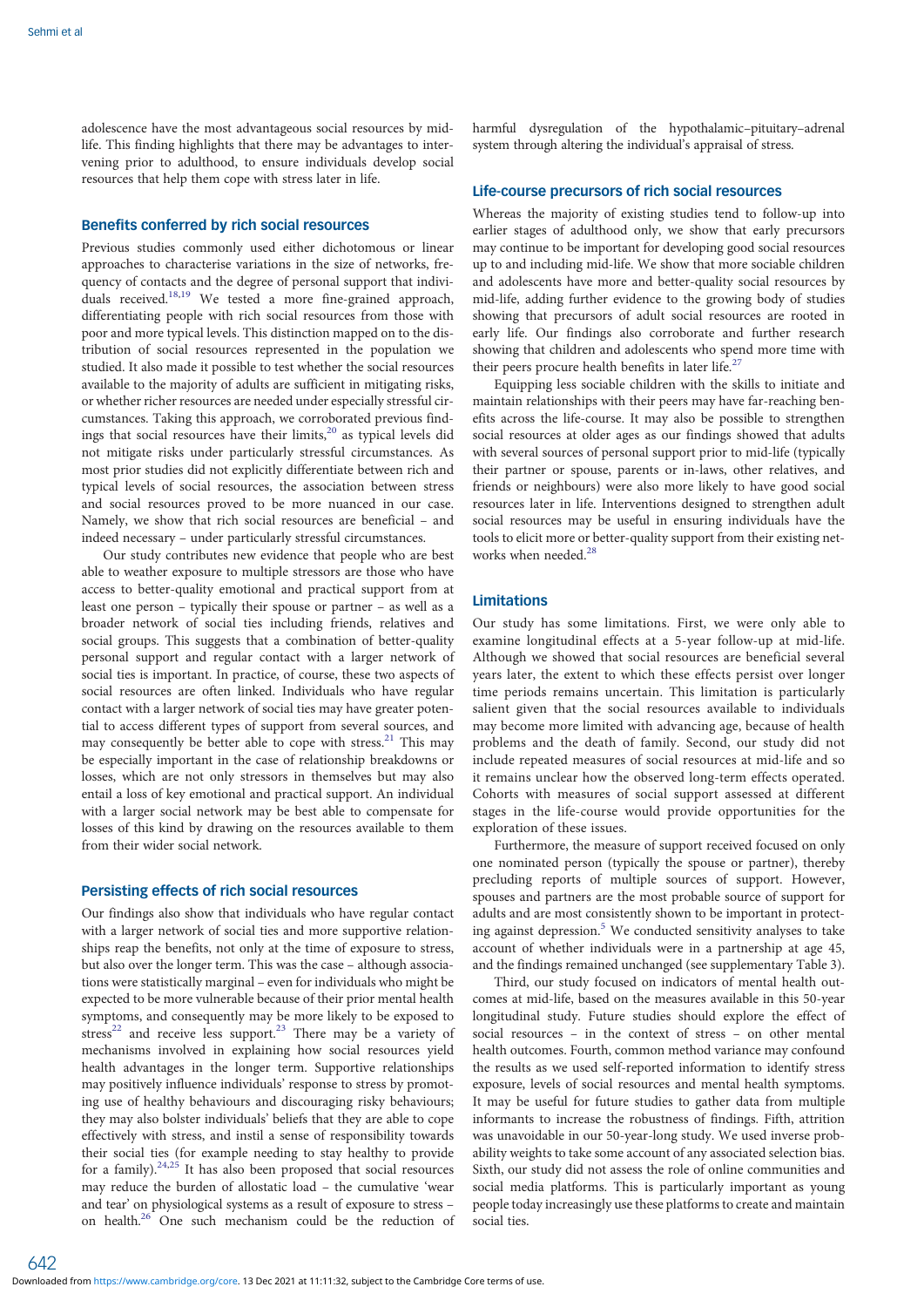adolescence have the most advantageous social resources by mid-life. This finding highlights that there may be advantages to intervening prior to adulthood, to ensure individuals develop social resources that help them cope with stress later in life.

## Benefits conferred by rich social resources

Previous studies commonly used either dichotomous or linear approaches to characterise variations in the size of networks, frequency of contacts and the degree of personal support that individuals received.[18,19] We tested a more fine-grained approach, differentiating people with rich social resources from those with poor and more typical levels. This distinction mapped on to the distribution of social resources represented in the population we studied. It also made it possible to test whether the social resources available to the majority of adults are sufficient in mitigating risks, or whether richer resources are needed under especially stressful circumstances. Taking this approach, we corroborated previous findings that social resources have their limits,[20] as typical levels did not mitigate risks under particularly stressful circumstances. As most prior studies did not explicitly differentiate between rich and typical levels of social resources, the association between stress and social resources proved to be more nuanced in our case. Namely, we show that rich social resources are beneficial – and indeed necessary – under particularly stressful circumstances.

Our study contributes new evidence that people who are best able to weather exposure to multiple stressors are those who have access to better-quality emotional and practical support from at least one person – typically their spouse or partner – as well as a broader network of social ties including friends, relatives and social groups. This suggests that a combination of better-quality personal support and regular contact with a larger network of social ties is important. In practice, of course, these two aspects of social resources are often linked. Individuals who have regular contact with a larger network of social ties may have greater potential to access different types of support from several sources, and may consequently be better able to cope with stress.[21] This may be especially important in the case of relationship breakdowns or losses, which are not only stressors in themselves but may also entail a loss of key emotional and practical support. An individual with a larger social network may be best able to compensate for losses of this kind by drawing on the resources available to them from their wider social network.

## Persisting effects of rich social resources

Our findings also show that individuals who have regular contact with a larger network of social ties and more supportive relationships reap the benefits, not only at the time of exposure to stress, but also over the longer term. This was the case – although associations were statistically marginal – even for individuals who might be expected to be more vulnerable because of their prior mental health symptoms, and consequently may be more likely to be exposed to stress[22] and receive less support.[23] There may be a variety of mechanisms involved in explaining how social resources yield health advantages in the longer term. Supportive relationships may positively influence individuals' response to stress by promoting use of healthy behaviours and discouraging risky behaviours; they may also bolster individuals' beliefs that they are able to cope effectively with stress, and instil a sense of responsibility towards their social ties (for example needing to stay healthy to provide for a family).[24,25] It has also been proposed that social resources may reduce the burden of allostatic load – the cumulative 'wear and tear' on physiological systems as a result of exposure to stress – on health.[26] One such mechanism could be the reduction of harmful dysregulation of the hypothalamic–pituitary–adrenal system through altering the individual's appraisal of stress.

## Life-course precursors of rich social resources

Whereas the majority of existing studies tend to follow-up into earlier stages of adulthood only, we show that early precursors may continue to be important for developing good social resources up to and including mid-life. We show that more sociable children and adolescents have more and better-quality social resources by mid-life, adding further evidence to the growing body of studies showing that precursors of adult social resources are rooted in early life. Our findings also corroborate and further research showing that children and adolescents who spend more time with their peers procure health benefits in later life.[27]

Equipping less sociable children with the skills to initiate and maintain relationships with their peers may have far-reaching benefits across the life-course. It may also be possible to strengthen social resources at older ages as our findings showed that adults with several sources of personal support prior to mid-life (typically their partner or spouse, parents or in-laws, other relatives, and friends or neighbours) were also more likely to have good social resources later in life. Interventions designed to strengthen adult social resources may be useful in ensuring individuals have the tools to elicit more or better-quality support from their existing networks when needed.[28]

## Limitations

Our study has some limitations. First, we were only able to examine longitudinal effects at a 5-year follow-up at mid-life. Although we showed that social resources are beneficial several years later, the extent to which these effects persist over longer time periods remains uncertain. This limitation is particularly salient given that the social resources available to individuals may become more limited with advancing age, because of health problems and the death of family. Second, our study did not include repeated measures of social resources at mid-life and so it remains unclear how the observed long-term effects operated. Cohorts with measures of social support assessed at different stages in the life-course would provide opportunities for the exploration of these issues.

Furthermore, the measure of support received focused on only one nominated person (typically the spouse or partner), thereby precluding reports of multiple sources of support. However, spouses and partners are the most probable source of support for adults and are most consistently shown to be important in protecting against depression.[5] We conducted sensitivity analyses to take account of whether individuals were in a partnership at age 45, and the findings remained unchanged (see supplementary Table 3).

Third, our study focused on indicators of mental health outcomes at mid-life, based on the measures available in this 50-year longitudinal study. Future studies should explore the effect of social resources – in the context of stress – on other mental health outcomes. Fourth, common method variance may confound the results as we used self-reported information to identify stress exposure, levels of social resources and mental health symptoms. It may be useful for future studies to gather data from multiple informants to increase the robustness of findings. Fifth, attrition was unavoidable in our 50-year-long study. We used inverse probability weights to take some account of any associated selection bias. Sixth, our study did not assess the role of online communities and social media platforms. This is particularly important as young people today increasingly use these platforms to create and maintain social ties.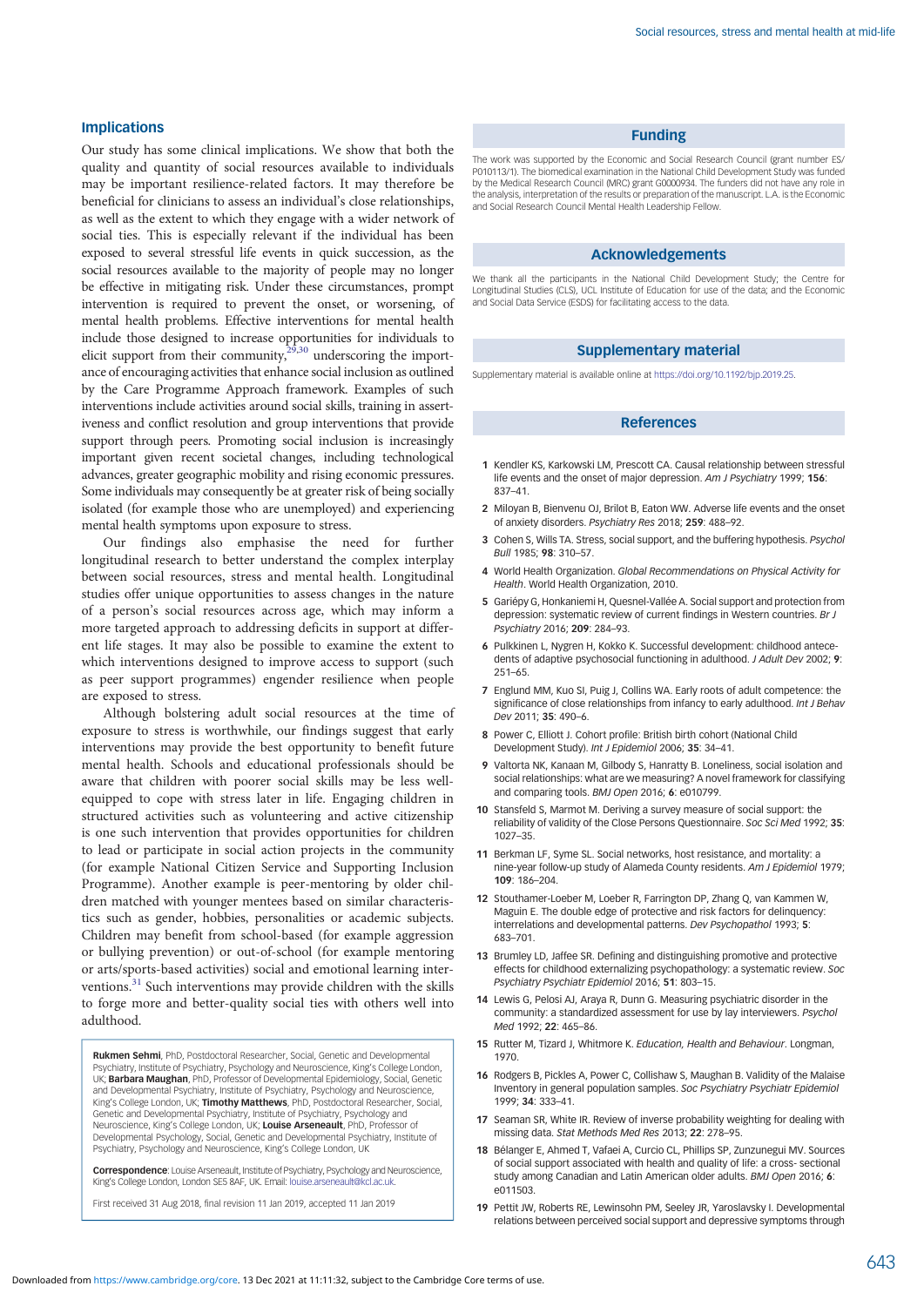## Implications

Our study has some clinical implications. We show that both the quality and quantity of social resources available to individuals may be important resilience-related factors. It may therefore be beneficial for clinicians to assess an individual's close relationships, as well as the extent to which they engage with a wider network of social ties. This is especially relevant if the individual has been exposed to several stressful life events in quick succession, as the social resources available to the majority of people may no longer be effective in mitigating risk. Under these circumstances, prompt intervention is required to prevent the onset, or worsening, of mental health problems. Effective interventions for mental health include those designed to increase opportunities for individuals to elicit support from their community,[29,30] underscoring the importance of encouraging activities that enhance social inclusion as outlined by the Care Programme Approach framework. Examples of such interventions include activities around social skills, training in assertiveness and conflict resolution and group interventions that provide support through peers. Promoting social inclusion is increasingly important given recent societal changes, including technological advances, greater geographic mobility and rising economic pressures. Some individuals may consequently be at greater risk of being socially isolated (for example those who are unemployed) and experiencing mental health symptoms upon exposure to stress.

Our findings also emphasise the need for further longitudinal research to better understand the complex interplay between social resources, stress and mental health. Longitudinal studies offer unique opportunities to assess changes in the nature of a person's social resources across age, which may inform a more targeted approach to addressing deficits in support at different life stages. It may also be possible to examine the extent to which interventions designed to improve access to support (such as peer support programmes) engender resilience when people are exposed to stress.

Although bolstering adult social resources at the time of exposure to stress is worthwhile, our findings suggest that early interventions may provide the best opportunity to benefit future mental health. Schools and educational professionals should be aware that children with poorer social skills may be less well-equipped to cope with stress later in life. Engaging children in structured activities such as volunteering and active citizenship is one such intervention that provides opportunities for children to lead or participate in social action projects in the community (for example National Citizen Service and Supporting Inclusion Programme). Another example is peer-mentoring by older children matched with younger mentees based on similar characteristics such as gender, hobbies, personalities or academic subjects. Children may benefit from school-based (for example aggression or bullying prevention) or out-of-school (for example mentoring or arts/sports-based activities) social and emotional learning interventions.[31] Such interventions may provide children with the skills to forge more and better-quality social ties with others well into adulthood.

**Rukmen Sehmi**, PhD, Postdoctoral Researcher, Social, Genetic and Developmental Psychiatry, Institute of Psychiatry, Psychology and Neuroscience, King's College London, UK; **Barbara Maughan**, PhD, Professor of Developmental Epidemiology, Social, Genetic and Developmental Psychiatry, Institute of Psychiatry, Psychology and Neuroscience, King's College London, UK; **Timothy Matthews**, PhD, Postdoctoral Researcher, Social, Genetic and Developmental Psychiatry, Institute of Psychiatry, Psychology and Neuroscience, King's College London, UK; **Louise Arseneault**, PhD, Professor of Developmental Psychology, Social, Genetic and Developmental Psychiatry, Institute of Psychiatry, Psychology and Neuroscience, King's College London, UK

**Correspondence**: Louise Arseneault, Institute of Psychiatry, Psychology and Neuroscience, King's College London, London SE5 8AF, UK. Email: louise.arseneault@kcl.ac.uk

First received 31 Aug 2018, final revision 11 Jan 2019, accepted 11 Jan 2019

## Funding

The work was supported by the Economic and Social Research Council (grant number ES/P010113/1). The biomedical examination in the National Child Development Study was funded by the Medical Research Council (MRC) grant G0000934. The funders did not have any role in the analysis, interpretation of the results or preparation of the manuscript. L.A. is the Economic and Social Research Council Mental Health Leadership Fellow.

## Acknowledgements

We thank all the participants in the National Child Development Study; the Centre for Longitudinal Studies (CLS), UCL Institute of Education for use of the data; and the Economic and Social Data Service (ESDS) for facilitating access to the data.

## Supplementary material

Supplementary material is available online at https://doi.org/10.1192/bjp.2019.25.

## References

1. Kendler KS, Karkowski LM, Prescott CA. Causal relationship between stressful life events and the onset of major depression. *Am J Psychiatry* 1999; **156**: 837–41.
2. Miloyan B, Bienvenu OJ, Brilot B, Eaton WW. Adverse life events and the onset of anxiety disorders. *Psychiatry Res* 2018; **259**: 488–92.
3. Cohen S, Wills TA. Stress, social support, and the buffering hypothesis. *Psychol Bull* 1985; **98**: 310–57.
4. World Health Organization. *Global Recommendations on Physical Activity for Health*. World Health Organization, 2010.
5. Gariépy G, Honkaniemi H, Quesnel-Vallée A. Social support and protection from depression: systematic review of current findings in Western countries. *Br J Psychiatry* 2016; **209**: 284–93.
6. Pulkkinen L, Nygren H, Kokko K. Successful development: childhood antecedents of adaptive psychosocial functioning in adulthood. *J Adult Dev* 2002; **9**: 251–65.
7. Englund MM, Kuo SI, Puig J, Collins WA. Early roots of adult competence: the significance of close relationships from infancy to early adulthood. *Int J Behav Dev* 2011; **35**: 490–6.
8. Power C, Elliott J. Cohort profile: British birth cohort (National Child Development Study). *Int J Epidemiol* 2006; **35**: 34–41.
9. Valtorta NK, Kanaan M, Gilbody S, Hanratty B. Loneliness, social isolation and social relationships: what are we measuring? A novel framework for classifying and comparing tools. *BMJ Open* 2016; **6**: e010799.
10. Stansfeld S, Marmot M. Deriving a survey measure of social support: the reliability of validity of the Close Persons Questionnaire. *Soc Sci Med* 1992; **35**: 1027–35.
11. Berkman LF, Syme SL. Social networks, host resistance, and mortality: a nine-year follow-up study of Alameda County residents. *Am J Epidemiol* 1979; **109**: 186–204.
12. Stouthamer-Loeber M, Loeber R, Farrington DP, Zhang Q, van Kammen W, Maguin E. The double edge of protective and risk factors for delinquency: interrelations and developmental patterns. *Dev Psychopathol* 1993; **5**: 683–701.
13. Brumley LD, Jaffee SR. Defining and distinguishing promotive and protective effects for childhood externalizing psychopathology: a systematic review. *Soc Psychiatry Psychiatr Epidemiol* 2016; **51**: 803–15.
14. Lewis G, Pelosi AJ, Araya R, Dunn G. Measuring psychiatric disorder in the community: a standardized assessment for use by lay interviewers. *Psychol Med* 1992; **22**: 465–86.
15. Rutter M, Tizard J, Whitmore K. *Education, Health and Behaviour*. Longman, 1970.
16. Rodgers B, Pickles A, Power C, Collishaw S, Maughan B. Validity of the Malaise Inventory in general population samples. *Soc Psychiatry Psychiatr Epidemiol* 1999; **34**: 333–41.
17. Seaman SR, White IR. Review of inverse probability weighting for dealing with missing data. *Stat Methods Med Res* 2013; **22**: 278–95.
18. Bélanger E, Ahmed T, Vafaei A, Curcio CL, Phillips SP, Zunzunegui MV. Sources of social support associated with health and quality of life: a cross- sectional study among Canadian and Latin American older adults. *BMJ Open* 2016; **6**: e011503.
19. Pettit JW, Roberts RE, Lewinsohn PM, Seeley JR, Yaroslavsky I. Developmental relations between perceived social support and depressive symptoms through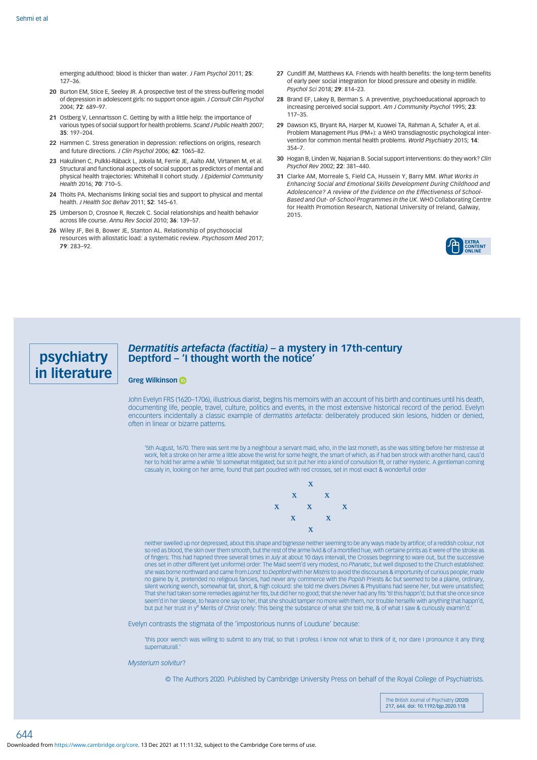emerging adulthood: blood is thicker than water. *J Fam Psychol* 2011; **25**: 127–36.

20 Burton EM, Stice E, Seeley JR. A prospective test of the stress-buffering model of depression in adolescent girls: no support once again. *J Consult Clin Psychol* 2004; **72**: 689–97.

21 Ostberg V, Lennartsson C. Getting by with a little help: the importance of various types of social support for health problems. *Scand J Public Health* 2007; **35**: 197–204.

22 Hammen C. Stress generation in depression: reflections on origins, research and future directions. *J Clin Psychol* 2006; **62**: 1065–82.

23 Hakulinen C, Pulkki-Råback L, Jokela M, Ferrie JE, Aalto AM, Virtanen M, et al. Structural and functional aspects of social support as predictors of mental and physical health trajectories: Whitehall II cohort study. *J Epidemiol Community Health* 2016; **70**: 710–5.

24 Thoits PA. Mechanisms linking social ties and support to physical and mental health. *J Health Soc Behav* 2011; **52**: 145–61.

25 Umberson D, Crosnoe R, Reczek C. Social relationships and health behavior across life course. *Annu Rev Sociol* 2010; **36**: 139–57.

26 Wiley JF, Bei B, Bower JE, Stanton AL. Relationship of psychosocial resources with allostatic load: a systematic review. *Psychosom Med* 2017; **79**: 283–92.

27 Cundiff JM, Matthews KA. Friends with health benefits: the long-term benefits of early peer social integration for blood pressure and obesity in midlife. *Psychol Sci* 2018; **29**: 814–23.

28 Brand EF, Lakey B, Berman S. A preventive, psychoeducational approach to increasing perceived social support. *Am J Community Psychol* 1995; **23**: 117–35.

29 Dawson KS, Bryant RA, Harper M, Kuowei TA, Rahman A, Schafer A, et al. Problem Management Plus (PM+): a WHO transdiagnostic psychological intervention for common mental health problems. *World Psychiatry* 2015; **14**: 354–7.

30 Hogan B, Linden W, Najarian B. Social support interventions: do they work? *Clin Psychol Rev* 2002; **22**: 381–440.

31 Clarke AM, Morreale S, Field CA, Hussein Y, Barry MM. *What Works in Enhancing Social and Emotional Skills Development During Childhood and Adolescence? A review of the Evidence on the Effectiveness of School-Based and Out- of-School Programmes in the UK*. WHO Collaborating Centre for Health Promotion Research, National University of Ireland, Galway, 2015.

EXTRA CONTENT ONLINE

## psychiatry in literature

### *Dermatitis artefacta (factitia)* – a mystery in 17th-century Deptford – 'I thought worth the notice'

**Greg Wilkinson**

John Evelyn FRS (1620–1706), illustrious diarist, begins his memoirs with an account of his birth and continues until his death, documenting life, people, travel, culture, politics and events, in the most extensive historical record of the period. Evelyn encounters incidentally a classic example of *dermatitis artefacta*: deliberately produced skin lesions, hidden or denied, often in linear or bizarre patterns.

> '5th August, 1670. There was sent me by a neighbour a servant maid, who, in the last moneth, as she was sitting before her mistresse at work, felt a stroke on her arme a little above the wrist for some height, the smart of which, as if had ben strock with another hand, caus'd her to hold her arme a while 'til somewhat mitigated; but so it put her into a kind of convulsion fit, or rather Hysteric. A gentleman coming casualy in, looking on her arme, found that part poudred with red crosses, set in most exact & wonderfull order
>
> x
> x x
> x x x
> x x
> x
>
> neither swelled up nor depressed, about this shape and bignesse neither seeming to be any ways made by artifice; of a reddish colour, not so red as blood, the skin over them smooth, but the rest of the arme livid & of a mortified hue, with certaine prints as it were of the stroke as of fingers: This had hapned three severall times in *July* at about 10 days intervall, the Crosses beginning to ware out, but the successive ones set in other different (yet uniforme) order: The Maid seem'd very modest, no *Phanatic*, but well disposed to the Church established: she was borne northward and came from *Lond*: to *Deptford* with her *Mistris* to avoid the discourses & importunity of curious people; made no gaine by it, pretended no religious fancies, had never any commerce with the *Popish* Priests &c but seemed to be a plaine, ordinary, silent working wench, somewhat fat, short, & high colourd: she told me divers *Divines* & Physitians had seene her, but were unsatisfied; That she had taken some remedies against her fits, but did her no good; that she never had any fits 'til this happn'd; but that she once since seem'd in her sleepe, to heare one say to her, that she should tamper no more with them, nor trouble herselfe with anything that happn'd, but put her trust in y^e Merits of *Christ* onely: This being the substance of what she told me, & of what I saw & curiously examin'd.'

Evelyn contrasts the stigmata of the 'impostorious nunns of Loudune' because:

> 'this poor wench was willing to submit to any trial; so that I profess I know not what to think of it, nor dare I pronounce it any thing supernaturall.'

*Mysterium solvitur*?

© The Authors 2020. Published by Cambridge University Press on behalf of the Royal College of Psychiatrists.

The British Journal of Psychiatry (2020) 217, 644. doi: 10.1192/bjp.2020.118